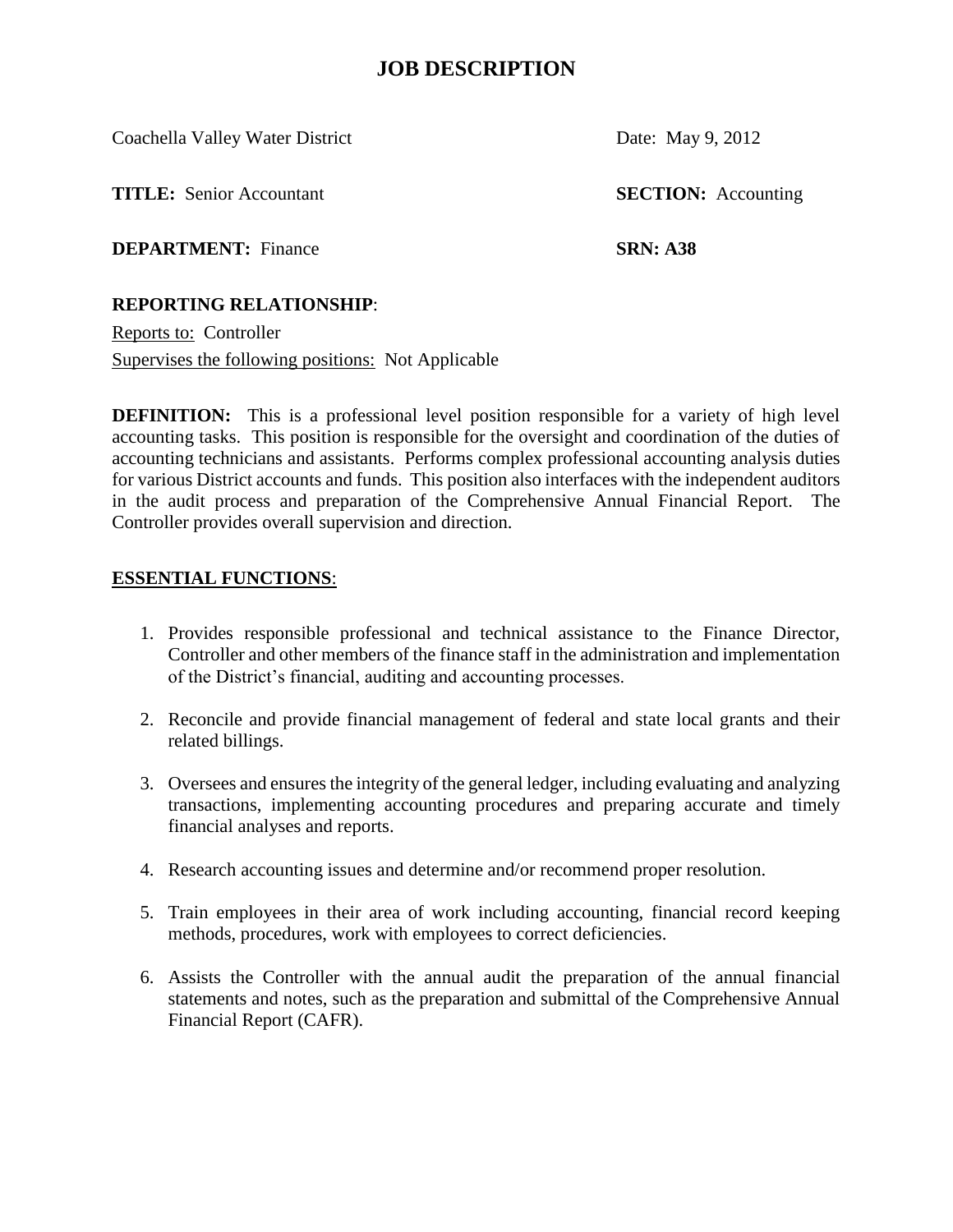# JOB DESCRIPTION

Coachella Valley Water District | Date: May 9, 2012

**TITLE:** Senior Accountant | **SECTION:** Accounting

**DEPARTMENT:** Finance | **SRN: A38**

**REPORTING RELATIONSHIP**:

Reports to: Controller

Supervises the following positions: Not Applicable

**DEFINITION:** This is a professional level position responsible for a variety of high level accounting tasks. This position is responsible for the oversight and coordination of the duties of accounting technicians and assistants. Performs complex professional accounting analysis duties for various District accounts and funds. This position also interfaces with the independent auditors in the audit process and preparation of the Comprehensive Annual Financial Report. The Controller provides overall supervision and direction.

## ESSENTIAL FUNCTIONS:

1. Provides responsible professional and technical assistance to the Finance Director, Controller and other members of the finance staff in the administration and implementation of the District's financial, auditing and accounting processes.
2. Reconcile and provide financial management of federal and state local grants and their related billings.
3. Oversees and ensures the integrity of the general ledger, including evaluating and analyzing transactions, implementing accounting procedures and preparing accurate and timely financial analyses and reports.
4. Research accounting issues and determine and/or recommend proper resolution.
5. Train employees in their area of work including accounting, financial record keeping methods, procedures, work with employees to correct deficiencies.
6. Assists the Controller with the annual audit the preparation of the annual financial statements and notes, such as the preparation and submittal of the Comprehensive Annual Financial Report (CAFR).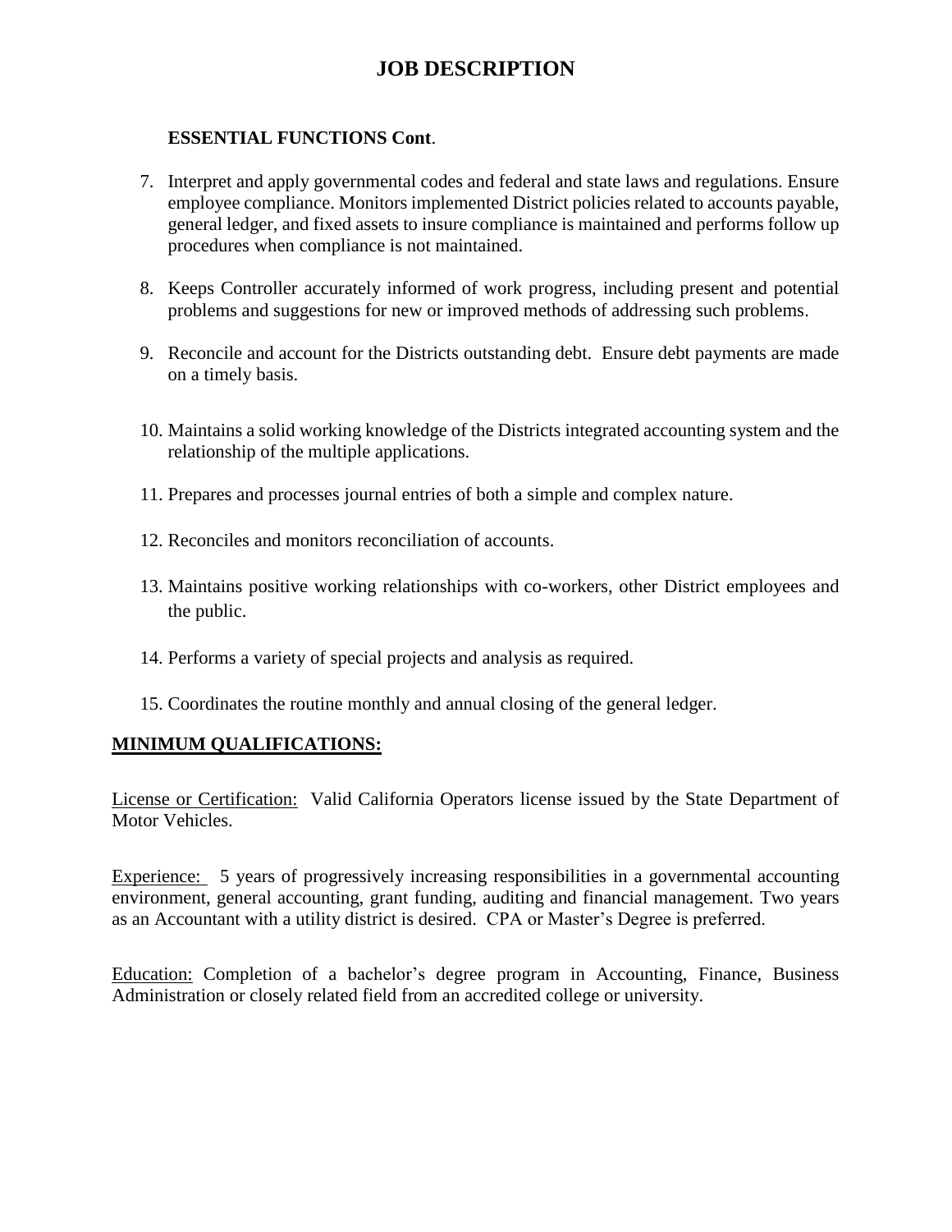# JOB DESCRIPTION

**ESSENTIAL FUNCTIONS Cont**.

7. Interpret and apply governmental codes and federal and state laws and regulations. Ensure employee compliance. Monitors implemented District policies related to accounts payable, general ledger, and fixed assets to insure compliance is maintained and performs follow up procedures when compliance is not maintained.

8. Keeps Controller accurately informed of work progress, including present and potential problems and suggestions for new or improved methods of addressing such problems.

9. Reconcile and account for the Districts outstanding debt. Ensure debt payments are made on a timely basis.

10. Maintains a solid working knowledge of the Districts integrated accounting system and the relationship of the multiple applications.

11. Prepares and processes journal entries of both a simple and complex nature.

12. Reconciles and monitors reconciliation of accounts.

13. Maintains positive working relationships with co-workers, other District employees and the public.

14. Performs a variety of special projects and analysis as required.

15. Coordinates the routine monthly and annual closing of the general ledger.

## MINIMUM QUALIFICATIONS:

License or Certification: Valid California Operators license issued by the State Department of Motor Vehicles.

Experience: 5 years of progressively increasing responsibilities in a governmental accounting environment, general accounting, grant funding, auditing and financial management. Two years as an Accountant with a utility district is desired. CPA or Master's Degree is preferred.

Education: Completion of a bachelor's degree program in Accounting, Finance, Business Administration or closely related field from an accredited college or university.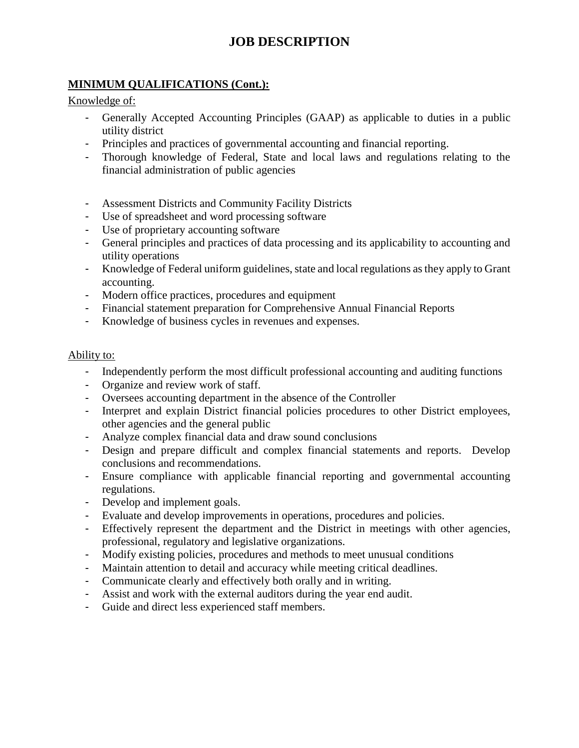# JOB DESCRIPTION

**MINIMUM QUALIFICATIONS (Cont.):**

Knowledge of:

- Generally Accepted Accounting Principles (GAAP) as applicable to duties in a public utility district
- Principles and practices of governmental accounting and financial reporting.
- Thorough knowledge of Federal, State and local laws and regulations relating to the financial administration of public agencies

- Assessment Districts and Community Facility Districts
- Use of spreadsheet and word processing software
- Use of proprietary accounting software
- General principles and practices of data processing and its applicability to accounting and utility operations
- Knowledge of Federal uniform guidelines, state and local regulations as they apply to Grant accounting.
- Modern office practices, procedures and equipment
- Financial statement preparation for Comprehensive Annual Financial Reports
- Knowledge of business cycles in revenues and expenses.

Ability to:

- Independently perform the most difficult professional accounting and auditing functions
- Organize and review work of staff.
- Oversees accounting department in the absence of the Controller
- Interpret and explain District financial policies procedures to other District employees, other agencies and the general public
- Analyze complex financial data and draw sound conclusions
- Design and prepare difficult and complex financial statements and reports. Develop conclusions and recommendations.
- Ensure compliance with applicable financial reporting and governmental accounting regulations.
- Develop and implement goals.
- Evaluate and develop improvements in operations, procedures and policies.
- Effectively represent the department and the District in meetings with other agencies, professional, regulatory and legislative organizations.
- Modify existing policies, procedures and methods to meet unusual conditions
- Maintain attention to detail and accuracy while meeting critical deadlines.
- Communicate clearly and effectively both orally and in writing.
- Assist and work with the external auditors during the year end audit.
- Guide and direct less experienced staff members.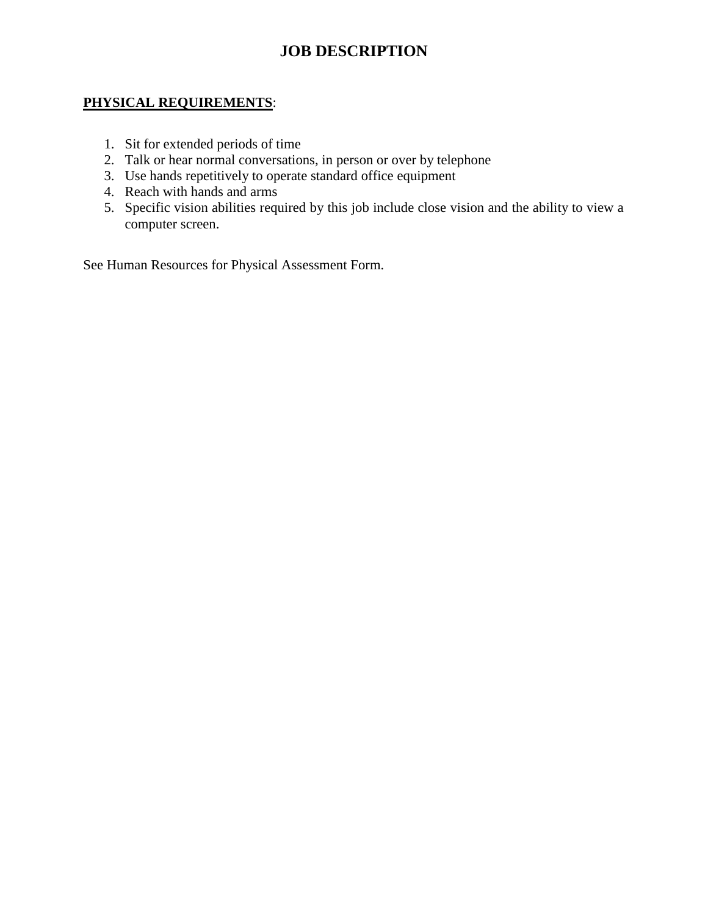# JOB DESCRIPTION

**PHYSICAL REQUIREMENTS**:

1. Sit for extended periods of time
2. Talk or hear normal conversations, in person or over by telephone
3. Use hands repetitively to operate standard office equipment
4. Reach with hands and arms
5. Specific vision abilities required by this job include close vision and the ability to view a computer screen.

See Human Resources for Physical Assessment Form.